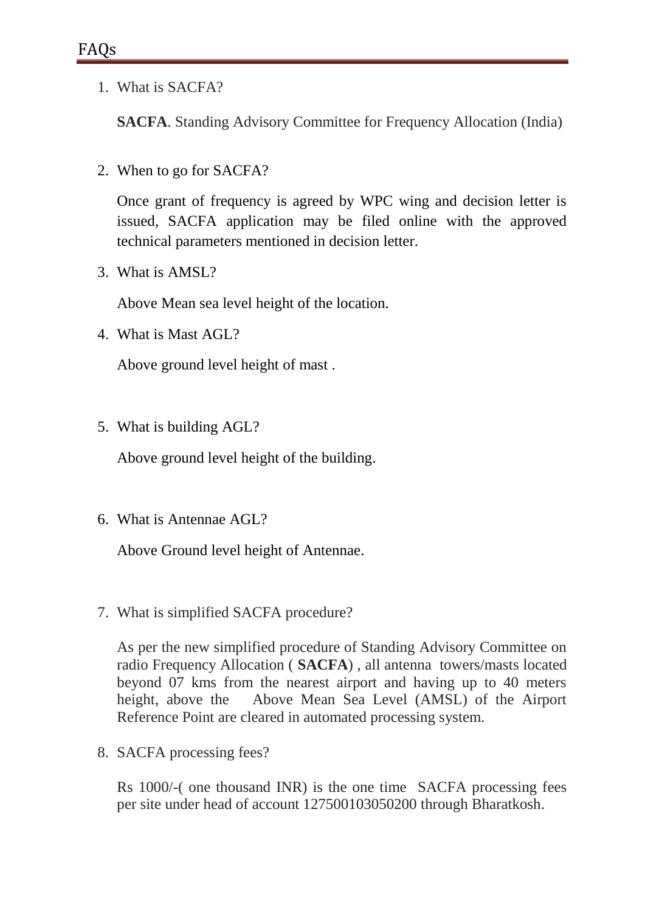## FAQs

1. What is SACFA?

   **SACFA**. Standing Advisory Committee for Frequency Allocation (India)

2. When to go for SACFA?

   Once grant of frequency is agreed by WPC wing and decision letter is issued, SACFA application may be filed online with the approved technical parameters mentioned in decision letter.

3. What is AMSL?

   Above Mean sea level height of the location.

4. What is Mast AGL?

   Above ground level height of mast .

5. What is building AGL?

   Above ground level height of the building.

6. What is Antennae AGL?

   Above Ground level height of Antennae.

7. What is simplified SACFA procedure?

   As per the new simplified procedure of Standing Advisory Committee on radio Frequency Allocation ( **SACFA**) , all antenna towers/masts located beyond 07 kms from the nearest airport and having up to 40 meters height, above the Above Mean Sea Level (AMSL) of the Airport Reference Point are cleared in automated processing system.

8. SACFA processing fees?

   Rs 1000/-( one thousand INR) is the one time SACFA processing fees per site under head of account 127500103050200 through Bharatkosh.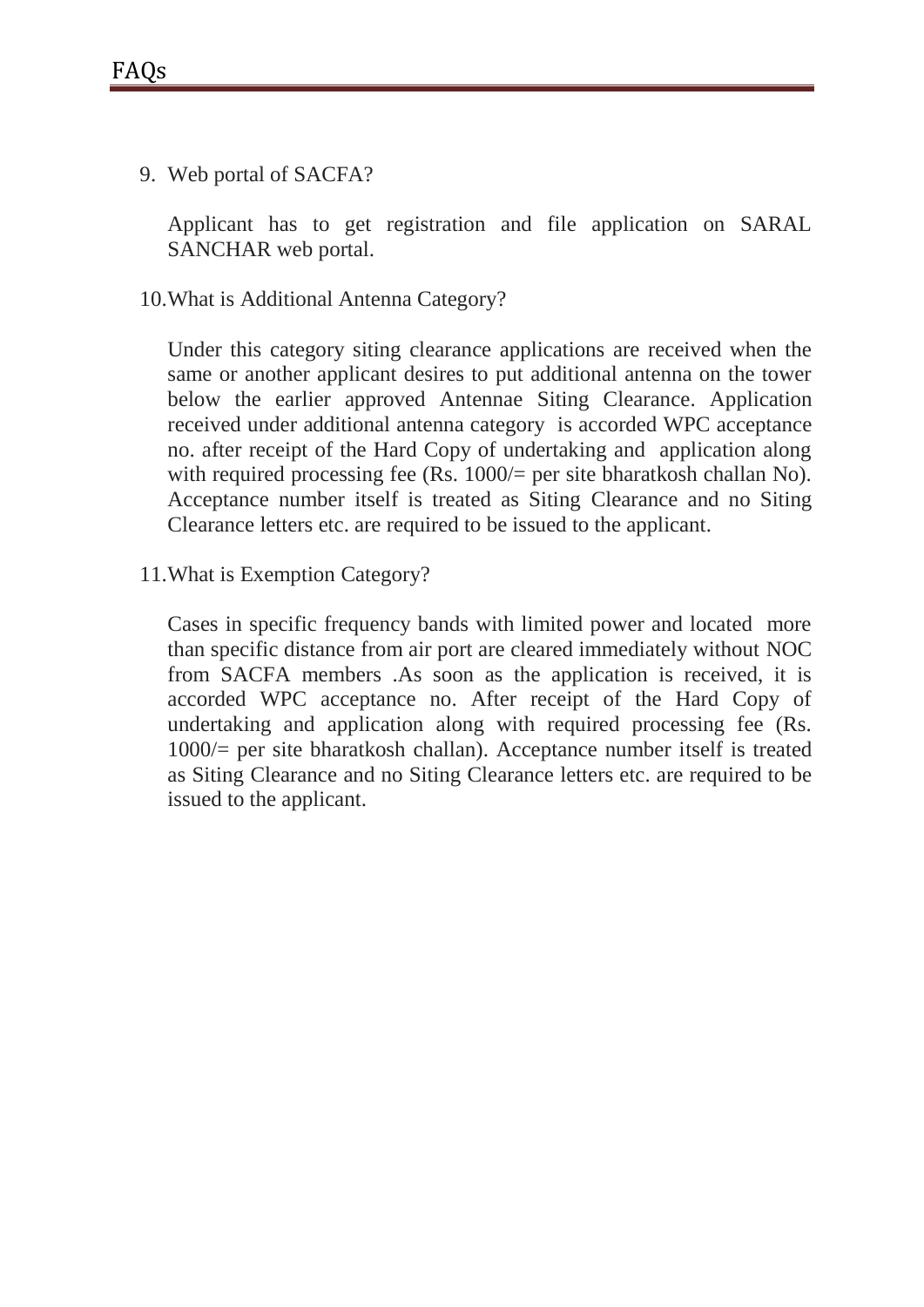9. Web portal of SACFA?

   Applicant has to get registration and file application on SARAL SANCHAR web portal.

10. What is Additional Antenna Category?

    Under this category siting clearance applications are received when the same or another applicant desires to put additional antenna on the tower below the earlier approved Antennae Siting Clearance. Application received under additional antenna category is accorded WPC acceptance no. after receipt of the Hard Copy of undertaking and application along with required processing fee (Rs. 1000/= per site bharatkosh challan No). Acceptance number itself is treated as Siting Clearance and no Siting Clearance letters etc. are required to be issued to the applicant.

11. What is Exemption Category?

    Cases in specific frequency bands with limited power and located more than specific distance from air port are cleared immediately without NOC from SACFA members .As soon as the application is received, it is accorded WPC acceptance no. After receipt of the Hard Copy of undertaking and application along with required processing fee (Rs. 1000/= per site bharatkosh challan). Acceptance number itself is treated as Siting Clearance and no Siting Clearance letters etc. are required to be issued to the applicant.